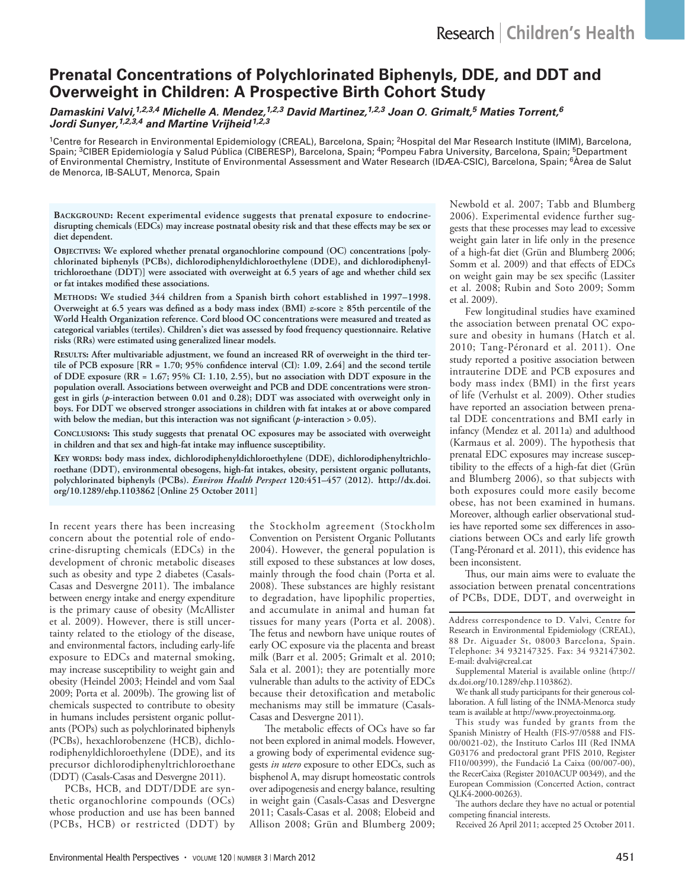# Prenatal Concentrations of Polychlorinated Biphenyls, DDE, and DDT and Overweight in Children: A Prospective Birth Cohort Study

***Damaskini Valvi,[1,2,3,4] Michelle A. Mendez,[1,2,3] David Martinez,[1,2,3] Joan O. Grimalt,[5] Maties Torrent,[6] Jordi Sunyer,[1,2,3,4] and Martine Vrijheid[1,2,3]***

[1]Centre for Research in Environmental Epidemiology (CREAL), Barcelona, Spain; [2]Hospital del Mar Research Institute (IMIM), Barcelona, Spain; [3]CIBER Epidemiología y Salud Pública (CIBERESP), Barcelona, Spain; [4]Pompeu Fabra University, Barcelona, Spain; [5]Department of Environmental Chemistry, Institute of Environmental Assessment and Water Research (IDÆA-CSIC), Barcelona, Spain; [6]Àrea de Salut de Menorca, IB-SALUT, Menorca, Spain

**Background:** Recent experimental evidence suggests that prenatal exposure to endocrine-disrupting chemicals (EDCs) may increase postnatal obesity risk and that these effects may be sex or diet dependent.

**Objectives:** We explored whether prenatal organochlorine compound (OC) concentrations [polychlorinated biphenyls (PCBs), dichlorodiphenyldichloroethylene (DDE), and dichlorodiphenyltrichloroethane (DDT)] were associated with overweight at 6.5 years of age and whether child sex or fat intakes modified these associations.

**Methods:** We studied 344 children from a Spanish birth cohort established in 1997–1998. Overweight at 6.5 years was defined as a body mass index (BMI) *z*-score ≥ 85th percentile of the World Health Organization reference. Cord blood OC concentrations were measured and treated as categorical variables (tertiles). Children's diet was assessed by food frequency questionnaire. Relative risks (RRs) were estimated using generalized linear models.

**Results:** After multivariable adjustment, we found an increased RR of overweight in the third tertile of PCB exposure [RR = 1.70; 95% confidence interval (CI): 1.09, 2.64] and the second tertile of DDE exposure (RR = 1.67; 95% CI: 1.10, 2.55), but no association with DDT exposure in the population overall. Associations between overweight and PCB and DDE concentrations were strongest in girls (*p*-interaction between 0.01 and 0.28); DDT was associated with overweight only in boys. For DDT we observed stronger associations in children with fat intakes at or above compared with below the median, but this interaction was not significant (*p*-interaction > 0.05).

**Conclusions:** This study suggests that prenatal OC exposures may be associated with overweight in children and that sex and high-fat intake may influence susceptibility.

**Key words:** body mass index, dichlorodiphenyldichloroethylene (DDE), dichlorodiphenyltrichloroethane (DDT), environmental obesogens, high-fat intakes, obesity, persistent organic pollutants, polychlorinated biphenyls (PCBs). *Environ Health Perspect* 120:451–457 (2012). http://dx.doi.org/10.1289/ehp.1103862 [Online 25 October 2011]

In recent years there has been increasing concern about the potential role of endocrine-disrupting chemicals (EDCs) in the development of chronic metabolic diseases such as obesity and type 2 diabetes (Casals-Casas and Desvergne 2011). The imbalance between energy intake and energy expenditure is the primary cause of obesity (McAllister et al. 2009). However, there is still uncertainty related to the etiology of the disease, and environmental factors, including early-life exposure to EDCs and maternal smoking, may increase susceptibility to weight gain and obesity (Heindel 2003; Heindel and vom Saal 2009; Porta et al. 2009b). The growing list of chemicals suspected to contribute to obesity in humans includes persistent organic pollutants (POPs) such as polychlorinated biphenyls (PCBs), hexachlorobenzene (HCB), dichlorodiphenyldichloroethylene (DDE), and its precursor dichlorodiphenyltrichloroethane (DDT) (Casals-Casas and Desvergne 2011).

PCBs, HCB, and DDT/DDE are synthetic organochlorine compounds (OCs) whose production and use has been banned (PCBs, HCB) or restricted (DDT) by the Stockholm agreement (Stockholm Convention on Persistent Organic Pollutants 2004). However, the general population is still exposed to these substances at low doses, mainly through the food chain (Porta et al. 2008). These substances are highly resistant to degradation, have lipophilic properties, and accumulate in animal and human fat tissues for many years (Porta et al. 2008). The fetus and newborn have unique routes of early OC exposure via the placenta and breast milk (Barr et al. 2005; Grimalt et al. 2010; Sala et al. 2001); they are potentially more vulnerable than adults to the activity of EDCs because their detoxification and metabolic mechanisms may still be immature (Casals-Casas and Desvergne 2011).

The metabolic effects of OCs have so far not been explored in animal models. However, a growing body of experimental evidence suggests *in utero* exposure to other EDCs, such as bisphenol A, may disrupt homeostatic controls over adipogenesis and energy balance, resulting in weight gain (Casals-Casas and Desvergne 2011; Casals-Casas et al. 2008; Elobeid and Allison 2008; Grün and Blumberg 2009; Newbold et al. 2007; Tabb and Blumberg 2006). Experimental evidence further suggests that these processes may lead to excessive weight gain later in life only in the presence of a high-fat diet (Grün and Blumberg 2006; Somm et al. 2009) and that effects of EDCs on weight gain may be sex specific (Lassiter et al. 2008; Rubin and Soto 2009; Somm et al. 2009).

Few longitudinal studies have examined the association between prenatal OC exposure and obesity in humans (Hatch et al. 2010; Tang-Péronard et al. 2011). One study reported a positive association between intrauterine DDE and PCB exposures and body mass index (BMI) in the first years of life (Verhulst et al. 2009). Other studies have reported an association between prenatal DDE concentrations and BMI early in infancy (Mendez et al. 2011a) and adulthood (Karmaus et al. 2009). The hypothesis that prenatal EDC exposures may increase susceptibility to the effects of a high-fat diet (Grün and Blumberg 2006), so that subjects with both exposures could more easily become obese, has not been examined in humans. Moreover, although earlier observational studies have reported some sex differences in associations between OCs and early life growth (Tang-Péronard et al. 2011), this evidence has been inconsistent.

Thus, our main aims were to evaluate the association between prenatal concentrations of PCBs, DDE, DDT, and overweight in

Address correspondence to D. Valvi, Centre for Research in Environmental Epidemiology (CREAL), 88 Dr. Aiguader St, 08003 Barcelona, Spain. Telephone: 34 932147325. Fax: 34 932147302. E-mail: dvalvi@creal.cat

Supplemental Material is available online (http://dx.doi.org/10.1289/ehp.1103862).

We thank all study participants for their generous collaboration. A full listing of the INMA-Menorca study team is available at http://www.proyectoinma.org.

This study was funded by grants from the Spanish Ministry of Health (FIS-97/0588 and FIS-00/0021-02), the Instituto Carlos III (Red INMA G03176 and predoctoral grant PFIS 2010, Register FI10/00399), the Fundació La Caixa (00/007-00), the RecerCaixa (Register 2010ACUP 00349), and the European Commission (Concerted Action, contract QLK4-2000-00263).

The authors declare they have no actual or potential competing financial interests.

Received 26 April 2011; accepted 25 October 2011.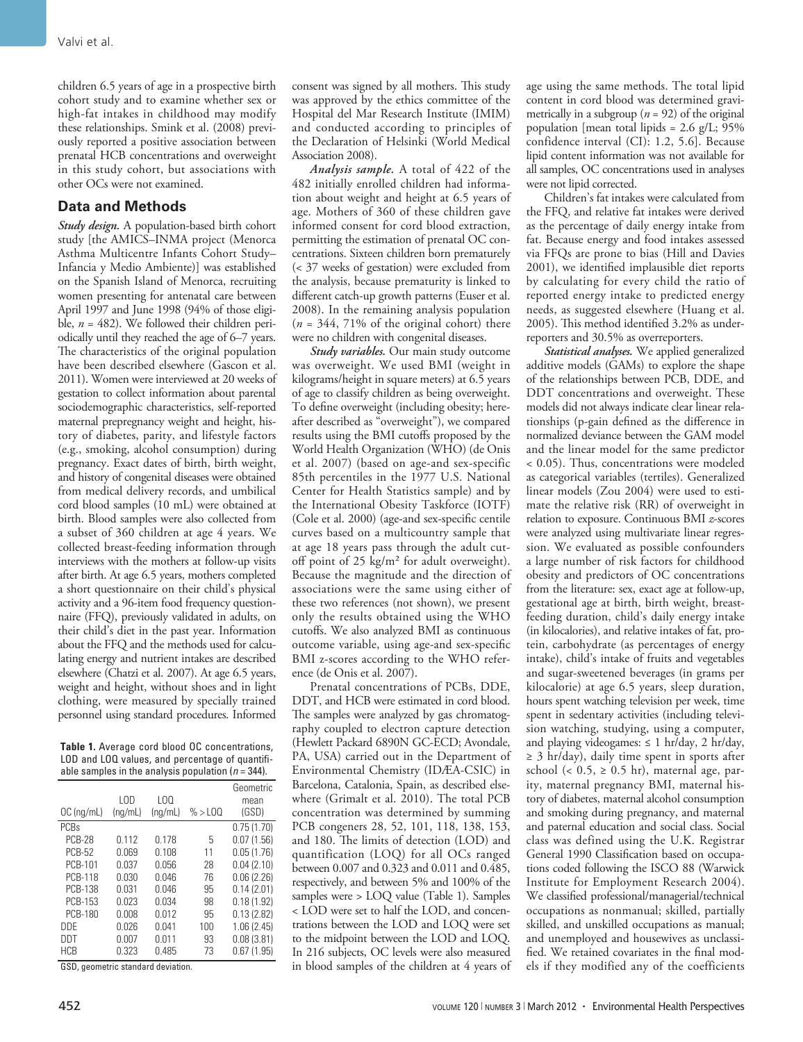children 6.5 years of age in a prospective birth cohort study and to examine whether sex or high-fat intakes in childhood may modify these relationships. Smink et al. (2008) previously reported a positive association between prenatal HCB concentrations and overweight in this study cohort, but associations with other OCs were not examined.

## Data and Methods

***Study design.*** A population-based birth cohort study [the AMICS–INMA project (Menorca Asthma Multicentre Infants Cohort Study–Infancia y Medio Ambiente)] was established on the Spanish Island of Menorca, recruiting women presenting for antenatal care between April 1997 and June 1998 (94% of those eligible, $n = 482$). We followed their children periodically until they reached the age of 6–7 years. The characteristics of the original population have been described elsewhere (Gascon et al. 2011). Women were interviewed at 20 weeks of gestation to collect information about parental sociodemographic characteristics, self-reported maternal prepregnancy weight and height, history of diabetes, parity, and lifestyle factors (e.g., smoking, alcohol consumption) during pregnancy. Exact dates of birth, birth weight, and history of congenital diseases were obtained from medical delivery records, and umbilical cord blood samples (10 mL) were obtained at birth. Blood samples were also collected from a subset of 360 children at age 4 years. We collected breast-feeding information through interviews with the mothers at follow-up visits after birth. At age 6.5 years, mothers completed a short questionnaire on their child's physical activity and a 96-item food frequency questionnaire (FFQ), previously validated in adults, on their child's diet in the past year. Information about the FFQ and the methods used for calculating energy and nutrient intakes are described elsewhere (Chatzi et al. 2007). At age 6.5 years, weight and height, without shoes and in light clothing, were measured by specially trained personnel using standard procedures. Informed consent was signed by all mothers. This study was approved by the ethics committee of the Hospital del Mar Research Institute (IMIM) and conducted according to principles of the Declaration of Helsinki (World Medical Association 2008).

**Table 1.** Average cord blood OC concentrations, LOD and LOQ values, and percentage of quantifiable samples in the analysis population ($n = 344$).

| OC (ng/mL) | LOD (ng/mL) | LOQ (ng/mL) | % > LOQ | Geometric mean (GSD) |
|---|---|---|---|---|
| PCBs | | | | 0.75 (1.70) |
| PCB-28 | 0.112 | 0.178 | 5 | 0.07 (1.56) |
| PCB-52 | 0.069 | 0.108 | 11 | 0.05 (1.76) |
| PCB-101 | 0.037 | 0.056 | 28 | 0.04 (2.10) |
| PCB-118 | 0.030 | 0.046 | 76 | 0.06 (2.26) |
| PCB-138 | 0.031 | 0.046 | 95 | 0.14 (2.01) |
| PCB-153 | 0.023 | 0.034 | 98 | 0.18 (1.92) |
| PCB-180 | 0.008 | 0.012 | 95 | 0.13 (2.82) |
| DDE | 0.026 | 0.041 | 100 | 1.06 (2.45) |
| DDT | 0.007 | 0.011 | 93 | 0.08 (3.81) |
| HCB | 0.323 | 0.485 | 73 | 0.67 (1.95) |

GSD, geometric standard deviation.

***Analysis sample.*** A total of 422 of the 482 initially enrolled children had information about weight and height at 6.5 years of age. Mothers of 360 of these children gave informed consent for cord blood extraction, permitting the estimation of prenatal OC concentrations. Sixteen children born prematurely (< 37 weeks of gestation) were excluded from the analysis, because prematurity is linked to different catch-up growth patterns (Euser et al. 2008). In the remaining analysis population ($n = 344$, 71% of the original cohort) there were no children with congenital diseases.

***Study variables.*** Our main study outcome was overweight. We used BMI (weight in kilograms/height in square meters) at 6.5 years of age to classify children as being overweight. To define overweight (including obesity; hereafter described as "overweight"), we compared results using the BMI cutoffs proposed by the World Health Organization (WHO) (de Onis et al. 2007) (based on age- and sex-specific 85th percentiles in the 1977 U.S. National Center for Health Statistics sample) and by the International Obesity Taskforce (IOTF) (Cole et al. 2000) (age-and sex-specific centile curves based on a multicountry sample that at age 18 years pass through the adult cutoff point of 25 kg/m² for adult overweight). Because the magnitude and the direction of associations were the same using either of these two references (not shown), we present only the results obtained using the WHO cutoffs. We also analyzed BMI as continuous outcome variable, using age-and sex-specific BMI z-scores according to the WHO reference (de Onis et al. 2007).

Prenatal concentrations of PCBs, DDE, DDT, and HCB were estimated in cord blood. The samples were analyzed by gas chromatography coupled to electron capture detection (Hewlett Packard 6890N GC-ECD; Avondale, PA, USA) carried out in the Department of Environmental Chemistry (IDÆA-CSIC) in Barcelona, Catalonia, Spain, as described elsewhere (Grimalt et al. 2010). The total PCB concentration was determined by summing PCB congeners 28, 52, 101, 118, 138, 153, and 180. The limits of detection (LOD) and quantification (LOQ) for all OCs ranged between 0.007 and 0.323 and 0.011 and 0.485, respectively, and between 5% and 100% of the samples were > LOQ value (Table 1). Samples < LOD were set to half the LOD, and concentrations between the LOD and LOQ were set to the midpoint between the LOD and LOQ. In 216 subjects, OC levels were also measured in blood samples of the children at 4 years of age using the same methods. The total lipid content in cord blood was determined gravimetrically in a subgroup ($n = 92$) of the original population [mean total lipids = 2.6 g/L; 95% confidence interval (CI): 1.2, 5.6]. Because lipid content information was not available for all samples, OC concentrations used in analyses were not lipid corrected.

Children's fat intakes were calculated from the FFQ, and relative fat intakes were derived as the percentage of daily energy intake from fat. Because energy and food intakes assessed via FFQs are prone to bias (Hill and Davies 2001), we identified implausible diet reports by calculating for every child the ratio of reported energy intake to predicted energy needs, as suggested elsewhere (Huang et al. 2005). This method identified 3.2% as underreporters and 30.5% as overreporters.

***Statistical analyses.*** We applied generalized additive models (GAMs) to explore the shape of the relationships between PCB, DDE, and DDT concentrations and overweight. These models did not always indicate clear linear relationships (p-gain defined as the difference in normalized deviance between the GAM model and the linear model for the same predictor < 0.05). Thus, concentrations were modeled as categorical variables (tertiles). Generalized linear models (Zou 2004) were used to estimate the relative risk (RR) of overweight in relation to exposure. Continuous BMI *z*-scores were analyzed using multivariate linear regression. We evaluated as possible confounders a large number of risk factors for childhood obesity and predictors of OC concentrations from the literature: sex, exact age at follow-up, gestational age at birth, birth weight, breast-feeding duration, child's daily energy intake (in kilocalories), and relative intakes of fat, protein, carbohydrate (as percentages of energy intake), child's intake of fruits and vegetables and sugar-sweetened beverages (in grams per kilocalorie) at age 6.5 years, sleep duration, hours spent watching television per week, time spent in sedentary activities (including television watching, studying, using a computer, and playing videogames: ≤ 1 hr/day, 2 hr/day, ≥ 3 hr/day), daily time spent in sports after school (< 0.5, ≥ 0.5 hr), maternal age, parity, maternal pregnancy BMI, maternal history of diabetes, maternal alcohol consumption and smoking during pregnancy, and maternal and paternal education and social class. Social class was defined using the U.K. Registrar General 1990 Classification based on occupations coded following the ISCO 88 (Warwick Institute for Employment Research 2004). We classified professional/managerial/technical occupations as nonmanual; skilled, partially skilled, and unskilled occupations as manual; and unemployed and housewives as unclassified. We retained covariates in the final models if they modified any of the coefficients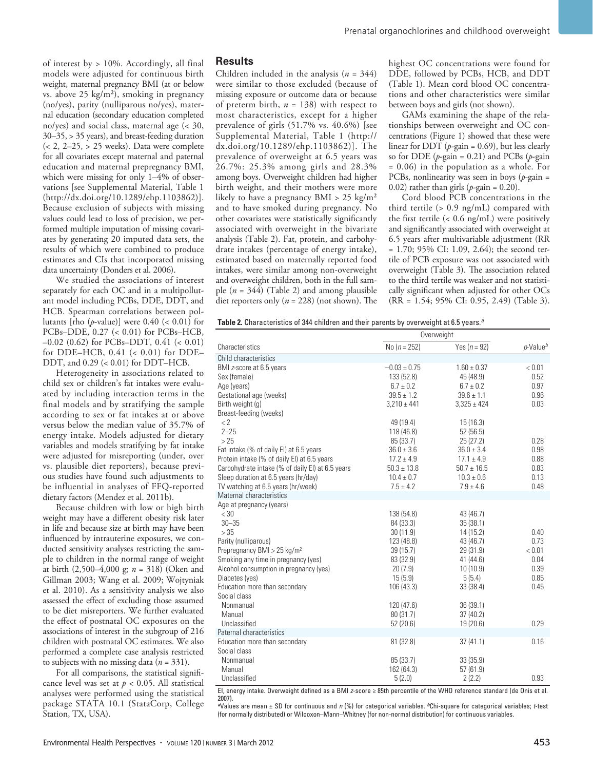of interest by > 10%. Accordingly, all final models were adjusted for continuous birth weight, maternal pregnancy BMI (at or below vs. above 25 kg/m²), smoking in pregnancy (no/yes), parity (nulliparous no/yes), maternal education (secondary education completed no/yes) and social class, maternal age (< 30, 30–35, > 35 years), and breast-feeding duration (< 2, 2–25, > 25 weeks). Data were complete for all covariates except maternal and paternal education and maternal prepregnancy BMI, which were missing for only 1–4% of observations [see Supplemental Material, Table 1 (http://dx.doi.org/10.1289/ehp.1103862)]. Because exclusion of subjects with missing values could lead to loss of precision, we performed multiple imputation of missing covariates by generating 20 imputed data sets, the results of which were combined to produce estimates and CIs that incorporated missing data uncertainty (Donders et al. 2006).

We studied the associations of interest separately for each OC and in a multipollutant model including PCBs, DDE, DDT, and HCB. Spearman correlations between pollutants [rho ($p$-value)] were 0.40 (< 0.01) for PCBs–DDE, 0.27 (< 0.01) for PCBs–HCB, –0.02 (0.62) for PCBs–DDT, 0.41 (< 0.01) for DDE–HCB, 0.41 (< 0.01) for DDE–DDT, and 0.29 (< 0.01) for DDT–HCB.

Heterogeneity in associations related to child sex or children's fat intakes were evaluated by including interaction terms in the final models and by stratifying the sample according to sex or fat intakes at or above versus below the median value of 35.7% of energy intake. Models adjusted for dietary variables and models stratifying by fat intake were adjusted for misreporting (under, over vs. plausible diet reporters), because previous studies have found such adjustments to be influential in analyses of FFQ-reported dietary factors (Mendez et al. 2011b).

Because children with low or high birth weight may have a different obesity risk later in life and because size at birth may have been influenced by intrauterine exposures, we conducted sensitivity analyses restricting the sample to children in the normal range of weight at birth (2,500–4,000 g; $n$ = 318) (Oken and Gillman 2003; Wang et al. 2009; Wojtyniak et al. 2010). As a sensitivity analysis we also assessed the effect of excluding those assumed to be diet misreporters. We further evaluated the effect of postnatal OC exposures on the associations of interest in the subgroup of 216 children with postnatal OC estimates. We also performed a complete case analysis restricted to subjects with no missing data ($n$ = 331).

For all comparisons, the statistical significance level was set at $p$ < 0.05. All statistical analyses were performed using the statistical package STATA 10.1 (StataCorp, College Station, TX, USA).

## Results

Children included in the analysis ($n$ = 344) were similar to those excluded (because of missing exposure or outcome data or because of preterm birth, $n$ = 138) with respect to most characteristics, except for a higher prevalence of girls (51.7% vs. 40.6%) [see Supplemental Material, Table 1 (http://dx.doi.org/10.1289/ehp.1103862)]. The prevalence of overweight at 6.5 years was 26.7%: 25.3% among girls and 28.3% among boys. Overweight children had higher birth weight, and their mothers were more likely to have a pregnancy BMI > 25 kg/m² and to have smoked during pregnancy. No other covariates were statistically significantly associated with overweight in the bivariate analysis (Table 2). Fat, protein, and carbohydrate intakes (percentage of energy intake), estimated based on maternally reported food intakes, were similar among non-overweight and overweight children, both in the full sample ($n$ = 344) (Table 2) and among plausible diet reporters only ($n$ = 228) (not shown). The highest OC concentrations were found for DDE, followed by PCBs, HCB, and DDT (Table 1). Mean cord blood OC concentrations and other characteristics were similar between boys and girls (not shown).

GAMs examining the shape of the relationships between overweight and OC concentrations (Figure 1) showed that these were linear for DDT ($p$-gain = 0.69), but less clearly so for DDE ($p$-gain = 0.21) and PCBs ($p$-gain = 0.06) in the population as a whole. For PCBs, nonlinearity was seen in boys ($p$-gain = 0.02) rather than girls ($p$-gain = 0.20).

Cord blood PCB concentrations in the third tertile (> 0.9 ng/mL) compared with the first tertile (< 0.6 ng/mL) were positively and significantly associated with overweight at 6.5 years after multivariable adjustment (RR = 1.70; 95% CI: 1.09, 2.64); the second tertile of PCB exposure was not associated with overweight (Table 3). The association related to the third tertile was weaker and not statistically significant when adjusted for other OCs (RR = 1.54; 95% CI: 0.95, 2.49) (Table 3).

**Table 2.** Characteristics of 344 children and their parents by overweight at 6.5 years.[a]

| Characteristics | Overweight No ($n$ = 252) | Overweight Yes ($n$ = 92) | $p$-Value[b] |
|---|---|---|---|
| Child characteristics | | | |
| BMI $z$-score at 6.5 years | –0.03 ± 0.75 | 1.60 ± 0.37 | < 0.01 |
| Sex (female) | 133 (52.8) | 45 (48.9) | 0.52 |
| Age (years) | 6.7 ± 0.2 | 6.7 ± 0.2 | 0.97 |
| Gestational age (weeks) | 39.5 ± 1.2 | 39.6 ± 1.1 | 0.96 |
| Birth weight (g) | 3,210 ± 441 | 3,325 ± 424 | 0.03 |
| Breast-feeding (weeks) | | | |
| < 2 | 49 (19.4) | 15 (16.3) | |
| 2–25 | 118 (46.8) | 52 (56.5) | |
| > 25 | 85 (33.7) | 25 (27.2) | 0.28 |
| Fat intake (% of daily EI) at 6.5 years | 36.0 ± 3.6 | 36.0 ± 3.4 | 0.98 |
| Protein intake (% of daily EI) at 6.5 years | 17.2 ± 4.9 | 17.1 ± 4.9 | 0.88 |
| Carbohydrate intake (% of daily EI) at 6.5 years | 50.3 ± 13.8 | 50.7 ± 16.5 | 0.83 |
| Sleep duration at 6.5 years (hr/day) | 10.4 ± 0.7 | 10.3 ± 0.6 | 0.13 |
| TV watching at 6.5 years (hr/week) | 7.5 ± 4.2 | 7.9 ± 4.6 | 0.48 |
| Maternal characteristics | | | |
| Age at pregnancy (years) | | | |
| < 30 | 138 (54.8) | 43 (46.7) | |
| 30–35 | 84 (33.3) | 35 (38.1) | |
| > 35 | 30 (11.9) | 14 (15.2) | 0.40 |
| Parity (nulliparous) | 123 (48.8) | 43 (46.7) | 0.73 |
| Prepregnancy BMI > 25 kg/m² | 39 (15.7) | 29 (31.9) | < 0.01 |
| Smoking any time in pregnancy (yes) | 83 (32.9) | 41 (44.6) | 0.04 |
| Alcohol consumption in pregnancy (yes) | 20 (7.9) | 10 (10.9) | 0.39 |
| Diabetes (yes) | 15 (5.9) | 5 (5.4) | 0.85 |
| Education more than secondary | 106 (43.3) | 33 (38.4) | 0.45 |
| Social class | | | |
| Nonmanual | 120 (47.6) | 36 (39.1) | |
| Manual | 80 (31.7) | 37 (40.2) | |
| Unclassified | 52 (20.6) | 19 (20.6) | 0.29 |
| Paternal characteristics | | | |
| Education more than secondary | 81 (32.8) | 37 (41.1) | 0.16 |
| Social class | | | |
| Nonmanual | 85 (33.7) | 33 (35.9) | |
| Manual | 162 (64.3) | 57 (61.9) | |
| Unclassified | 5 (2.0) | 2 (2.2) | 0.93 |

EI, energy intake. Overweight defined as a BMI $z$-score ≥ 85th percentile of the WHO reference standard (de Onis et al. 2007).
[a]Values are mean ± SD for continuous and $n$ (%) for categorical variables. [b]Chi-square for categorical variables; $t$-test (for normally distributed) or Wilcoxon–Mann–Whitney (for non-normal distribution) for continuous variables.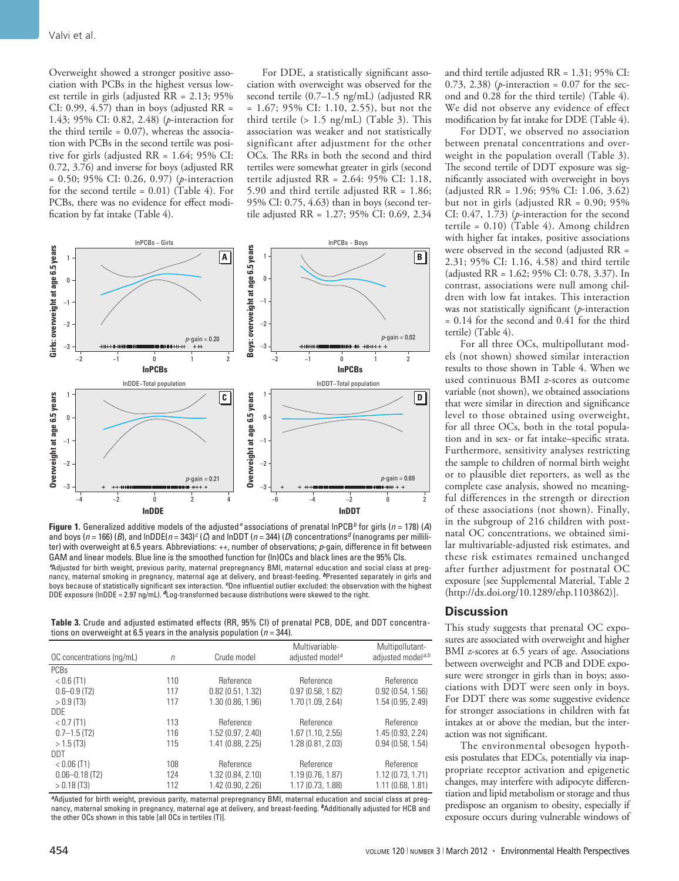Overweight showed a stronger positive association with PCBs in the highest versus lowest tertile in girls (adjusted RR = 2.13; 95% CI: 0.99, 4.57) than in boys (adjusted RR = 1.43; 95% CI: 0.82, 2.48) ($p$-interaction for the third tertile = 0.07), whereas the association with PCBs in the second tertile was positive for girls (adjusted RR = 1.64; 95% CI: 0.72, 3.76) and inverse for boys (adjusted RR = 0.50; 95% CI: 0.26, 0.97) ($p$-interaction for the second tertile = 0.01) (Table 4). For PCBs, there was no evidence for effect modification by fat intake (Table 4).

For DDE, a statistically significant association with overweight was observed for the second tertile (0.7–1.5 ng/mL) (adjusted RR = 1.67; 95% CI: 1.10, 2.55), but not the third tertile (> 1.5 ng/mL) (Table 3). This association was weaker and not statistically significant after adjustment for the other OCs. The RRs in both the second and third tertiles were somewhat greater in girls (second tertile adjusted RR = 2.64: 95% CI: 1.18, 5.90 and third tertile adjusted RR = 1.86; 95% CI: 0.75, 4.63) than in boys (second tertile adjusted RR = 1.27; 95% CI: 0.69, 2.34 and third tertile adjusted RR = 1.31; 95% CI: 0.73, 2.38) ($p$-interaction = 0.07 for the second and 0.28 for the third tertile) (Table 4). We did not observe any evidence of effect modification by fat intake for DDE (Table 4).

For DDT, we observed no association between prenatal concentrations and overweight in the population overall (Table 3). The second tertile of DDT exposure was significantly associated with overweight in boys (adjusted RR = 1.96; 95% CI: 1.06, 3.62) but not in girls (adjusted RR = 0.90; 95% CI: 0.47, 1.73) ($p$-interaction for the second tertile = 0.10) (Table 4). Among children with higher fat intakes, positive associations were observed in the second (adjusted RR = 2.31; 95% CI: 1.16, 4.58) and third tertile (adjusted RR = 1.62; 95% CI: 0.78, 3.37). In contrast, associations were null among children with low fat intakes. This interaction was not statistically significant ($p$-interaction = 0.14 for the second and 0.41 for the third tertile) (Table 4).

For all three OCs, multipollutant models (not shown) showed similar interaction results to those shown in Table 4. When we used continuous BMI $z$-scores as outcome variable (not shown), we obtained associations that were similar in direction and significance level to those obtained using overweight, for all three OCs, both in the total population and in sex- or fat intake–specific strata. Furthermore, sensitivity analyses restricting the sample to children of normal birth weight or to plausible diet reporters, as well as the complete case analysis, showed no meaningful differences in the strength or direction of these associations (not shown). Finally, in the subgroup of 216 children with postnatal OC concentrations, we obtained similar multivariable-adjusted risk estimates, and these risk estimates remained unchanged after further adjustment for postnatal OC exposure [see Supplemental Material, Table 2 (http://dx.doi.org/10.1289/ehp.1103862)].

**Figure 1.** Generalized additive models of the adjusted[a] associations of prenatal lnPCB[b] for girls ($n$ = 178) (*A*) and boys ($n$ = 166) (*B*), and lnDDE($n$ = 343)[c] (*C*) and lnDDT ($n$ = 344) (*D*) concentrations[d] (nanograms per milliliter) with overweight at 6.5 years. Abbreviations: ++, number of observations; $p$-gain, difference in fit between GAM and linear models. Blue line is the smoothed function for (ln)OCs and black lines are the 95% CIs.
[a]Adjusted for birth weight, previous parity, maternal prepregnancy BMI, maternal education and social class at pregnancy, maternal smoking in pregnancy, maternal age at delivery, and breast-feeding. [b]Presented separately in girls and boys because of statistically significant sex interaction. [c]One influential outlier excluded: the observation with the highest DDE exposure (lnDDE = 2.97 ng/mL). [d]Log-transformed because distributions were skewed to the right.

**Table 3.** Crude and adjusted estimated effects (RR, 95% CI) of prenatal PCB, DDE, and DDT concentrations on overweight at 6.5 years in the analysis population ($n$ = 344).

| OC concentrations (ng/mL) | $n$ | Crude model | Multivariable-adjusted model[a] | Multipollutant-adjusted model[a,b] |
|---|---|---|---|---|
| PCBs | | | | |
| < 0.6 (T1) | 110 | Reference | Reference | Reference |
| 0.6–0.9 (T2) | 117 | 0.82 (0.51, 1.32) | 0.97 (0.58, 1.62) | 0.92 (0.54, 1.56) |
| > 0.9 (T3) | 117 | 1.30 (0.86, 1.96) | 1.70 (1.09, 2.64) | 1.54 (0.95, 2.49) |
| DDE | | | | |
| < 0.7 (T1) | 113 | Reference | Reference | Reference |
| 0.7–1.5 (T2) | 116 | 1.52 (0.97, 2.40) | 1.67 (1.10, 2.55) | 1.45 (0.93, 2.24) |
| > 1.5 (T3) | 115 | 1.41 (0.88, 2.25) | 1.28 (0.81, 2.03) | 0.94 (0.58, 1.54) |
| DDT | | | | |
| < 0.06 (T1) | 108 | Reference | Reference | Reference |
| 0.06–0.18 (T2) | 124 | 1.32 (0.84, 2.10) | 1.19 (0.76, 1.87) | 1.12 (0.73, 1.71) |
| > 0.18 (T3) | 112 | 1.42 (0.90, 2.26) | 1.17 (0.73, 1.88) | 1.11 (0.68, 1.81) |

[a]Adjusted for birth weight, previous parity, maternal prepregnancy BMI, maternal education and social class at pregnancy, maternal smoking in pregnancy, maternal age at delivery, and breast-feeding. [b]Additionally adjusted for HCB and the other OCs shown in this table [all OCs in tertiles (T)].

## Discussion

This study suggests that prenatal OC exposures are associated with overweight and higher BMI $z$-scores at 6.5 years of age. Associations between overweight and PCB and DDE exposure were stronger in girls than in boys; associations with DDT were seen only in boys. For DDT there was some suggestive evidence for stronger associations in children with fat intakes at or above the median, but the interaction was not significant.

The environmental obesogen hypothesis postulates that EDCs, potentially via inappropriate receptor activation and epigenetic changes, may interfere with adipocyte differentiation and lipid metabolism or storage and thus predispose an organism to obesity, especially if exposure occurs during vulnerable windows of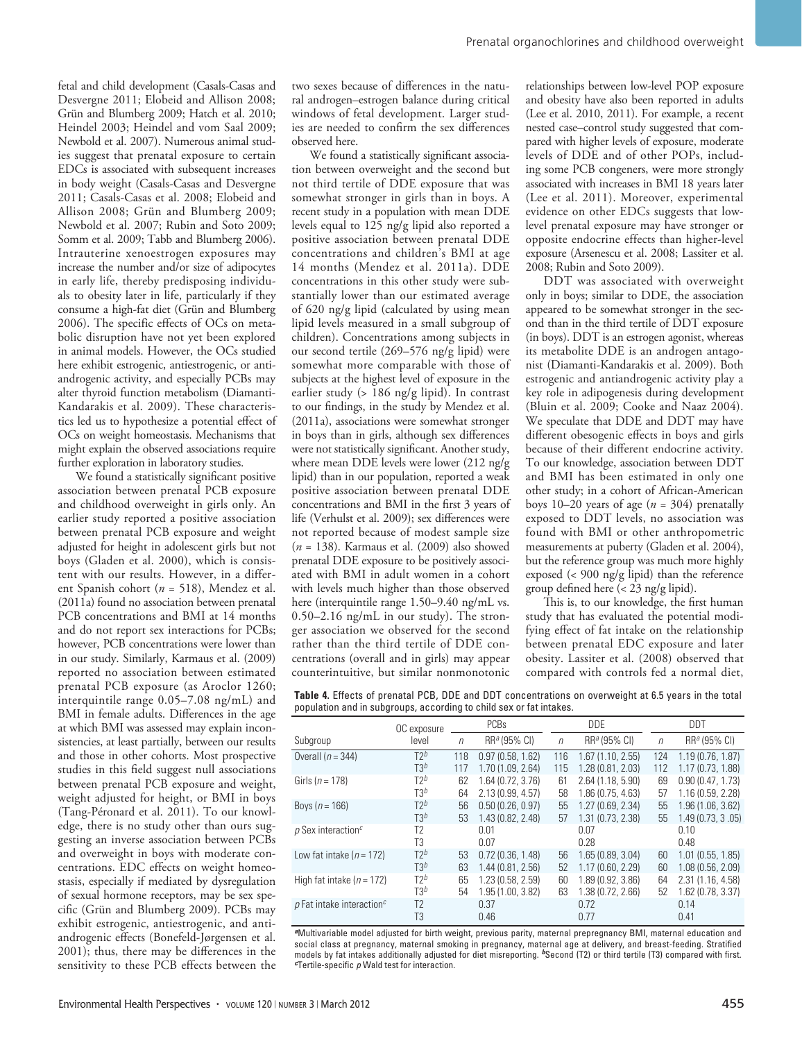fetal and child development (Casals-Casas and Desvergne 2011; Elobeid and Allison 2008; Grün and Blumberg 2009; Hatch et al. 2010; Heindel 2003; Heindel and vom Saal 2009; Newbold et al. 2007). Numerous animal studies suggest that prenatal exposure to certain EDCs is associated with subsequent increases in body weight (Casals-Casas and Desvergne 2011; Casals-Casas et al. 2008; Elobeid and Allison 2008; Grün and Blumberg 2009; Newbold et al. 2007; Rubin and Soto 2009; Somm et al. 2009; Tabb and Blumberg 2006). Intrauterine xenoestrogen exposures may increase the number and/or size of adipocytes in early life, thereby predisposing individuals to obesity later in life, particularly if they consume a high-fat diet (Grün and Blumberg 2006). The specific effects of OCs on metabolic disruption have not yet been explored in animal models. However, the OCs studied here exhibit estrogenic, antiestrogenic, or antiandrogenic activity, and especially PCBs may alter thyroid function metabolism (Diamanti-Kandarakis et al. 2009). These characteristics led us to hypothesize a potential effect of OCs on weight homeostasis. Mechanisms that might explain the observed associations require further exploration in laboratory studies.

We found a statistically significant positive association between prenatal PCB exposure and childhood overweight in girls only. An earlier study reported a positive association between prenatal PCB exposure and weight adjusted for height in adolescent girls but not boys (Gladen et al. 2000), which is consistent with our results. However, in a different Spanish cohort ($n$ = 518), Mendez et al. (2011a) found no association between prenatal PCB concentrations and BMI at 14 months and do not report sex interactions for PCBs; however, PCB concentrations were lower than in our study. Similarly, Karmaus et al. (2009) reported no association between estimated prenatal PCB exposure (as Aroclor 1260; interquintile range 0.05–7.08 ng/mL) and BMI in female adults. Differences in the age at which BMI was assessed may explain inconsistencies, at least partially, between our results and those in other cohorts. Most prospective studies in this field suggest null associations between prenatal PCB exposure and weight, weight adjusted for height, or BMI in boys (Tang-Péronard et al. 2011). To our knowledge, there is no study other than ours suggesting an inverse association between PCBs and overweight in boys with moderate concentrations. EDC effects on weight homeostasis, especially if mediated by dysregulation of sexual hormone receptors, may be sex specific (Grün and Blumberg 2009). PCBs may exhibit estrogenic, antiestrogenic, and antiandrogenic effects (Bonefeld-Jørgensen et al. 2001); thus, there may be differences in the sensitivity to these PCB effects between the two sexes because of differences in the natural androgen–estrogen balance during critical windows of fetal development. Larger studies are needed to confirm the sex differences observed here.

We found a statistically significant association between overweight and the second but not third tertile of DDE exposure that was somewhat stronger in girls than in boys. A recent study in a population with mean DDE levels equal to 125 ng/g lipid also reported a positive association between prenatal DDE concentrations and children's BMI at age 14 months (Mendez et al. 2011a). DDE concentrations in this other study were substantially lower than our estimated average of 620 ng/g lipid (calculated by using mean lipid levels measured in a small subgroup of children). Concentrations among subjects in our second tertile (269–576 ng/g lipid) were somewhat more comparable with those of subjects at the highest level of exposure in the earlier study (> 186 ng/g lipid). In contrast to our findings, in the study by Mendez et al. (2011a), associations were somewhat stronger in boys than in girls, although sex differences were not statistically significant. Another study, where mean DDE levels were lower (212 ng/g lipid) than in our population, reported a weak positive association between prenatal DDE concentrations and BMI in the first 3 years of life (Verhulst et al. 2009); sex differences were not reported because of modest sample size ($n$ = 138). Karmaus et al. (2009) also showed prenatal DDE exposure to be positively associated with BMI in adult women in a cohort with levels much higher than those observed here (interquintile range 1.50–9.40 ng/mL vs. 0.50–2.16 ng/mL in our study). The stronger association we observed for the second rather than the third tertile of DDE concentrations (overall and in girls) may appear counterintuitive, but similar nonmonotonic relationships between low-level POP exposure and obesity have also been reported in adults (Lee et al. 2010, 2011). For example, a recent nested case–control study suggested that compared with higher levels of exposure, moderate levels of DDE and of other POPs, including some PCB congeners, were more strongly associated with increases in BMI 18 years later (Lee et al. 2011). Moreover, experimental evidence on other EDCs suggests that low-level prenatal exposure may have stronger or opposite endocrine effects than higher-level exposure (Arsenescu et al. 2008; Lassiter et al. 2008; Rubin and Soto 2009).

DDT was associated with overweight only in boys; similar to DDE, the association appeared to be somewhat stronger in the second than in the third tertile of DDT exposure (in boys). DDT is an estrogen agonist, whereas its metabolite DDE is an androgen antagonist (Diamanti-Kandarakis et al. 2009). Both estrogenic and antiandrogenic activity play a key role in adipogenesis during development (Bluin et al. 2009; Cooke and Naaz 2004). We speculate that DDE and DDT may have different obesogenic effects in boys and girls because of their different endocrine activity. To our knowledge, association between DDT and BMI has been estimated in only one other study; in a cohort of African-American boys 10–20 years of age ($n$ = 304) prenatally exposed to DDT levels, no association was found with BMI or other anthropometric measurements at puberty (Gladen et al. 2004), but the reference group was much more highly exposed (< 900 ng/g lipid) than the reference group defined here (< 23 ng/g lipid).

This is, to our knowledge, the first human study that has evaluated the potential modifying effect of fat intake on the relationship between prenatal EDC exposure and later obesity. Lassiter et al. (2008) observed that compared with controls fed a normal diet,

**Table 4.** Effects of prenatal PCB, DDE and DDT concentrations on overweight at 6.5 years in the total population and in subgroups, according to child sex or fat intakes.

| Subgroup | OC exposure level | PCBs | | DDE | | DDT | |
|---|---|---|---|---|---|---|---|
| | | $n$ | RR[a] (95% CI) | $n$ | RR[a] (95% CI) | $n$ | RR[a] (95% CI) |
| Overall ($n$ = 344) | T2[b] | 118 | 0.97 (0.58, 1.62) | 116 | 1.67 (1.10, 2.55) | 124 | 1.19 (0.76, 1.87) |
| | T3[b] | 117 | 1.70 (1.09, 2.64) | 115 | 1.28 (0.81, 2.03) | 112 | 1.17 (0.73, 1.88) |
| Girls ($n$ = 178) | T2[b] | 62 | 1.64 (0.72, 3.76) | 61 | 2.64 (1.18, 5.90) | 69 | 0.90 (0.47, 1.73) |
| | T3[b] | 64 | 2.13 (0.99, 4.57) | 58 | 1.86 (0.75, 4.63) | 57 | 1.16 (0.59, 2.28) |
| Boys ($n$ = 166) | T2[b] | 56 | 0.50 (0.26, 0.97) | 55 | 1.27 (0.69, 2.34) | 55 | 1.96 (1.06, 3.62) |
| | T3[b] | 53 | 1.43 (0.82, 2.48) | 57 | 1.31 (0.73, 2.38) | 55 | 1.49 (0.73, 3 .05) |
| $p$ Sex interaction[c] | T2 | | 0.01 | | 0.07 | | 0.10 |
| | T3 | | 0.07 | | 0.28 | | 0.48 |
| Low fat intake ($n$ = 172) | T2[b] | 53 | 0.72 (0.36, 1.48) | 56 | 1.65 (0.89, 3.04) | 60 | 1.01 (0.55, 1.85) |
| | T3[b] | 63 | 1.44 (0.81, 2.56) | 52 | 1.17 (0.60, 2.29) | 60 | 1.08 (0.56, 2.09) |
| High fat intake ($n$ = 172) | T2[b] | 65 | 1.23 (0.58, 2.59) | 60 | 1.89 (0.92, 3.86) | 64 | 2.31 (1.16, 4.58) |
| | T3[b] | 54 | 1.95 (1.00, 3.82) | 63 | 1.38 (0.72, 2.66) | 52 | 1.62 (0.78, 3.37) |
| $p$ Fat intake interaction[c] | T2 | | 0.37 | | 0.72 | | 0.14 |
| | T3 | | 0.46 | | 0.77 | | 0.41 |

[a]Multivariable model adjusted for birth weight, previous parity, maternal prepregnancy BMI, maternal education and social class at pregnancy, maternal smoking in pregnancy, maternal age at delivery, and breast-feeding. Stratified models by fat intakes additionally adjusted for diet misreporting. [b]Second (T2) or third tertile (T3) compared with first. [c]Tertile-specific $p$ Wald test for interaction.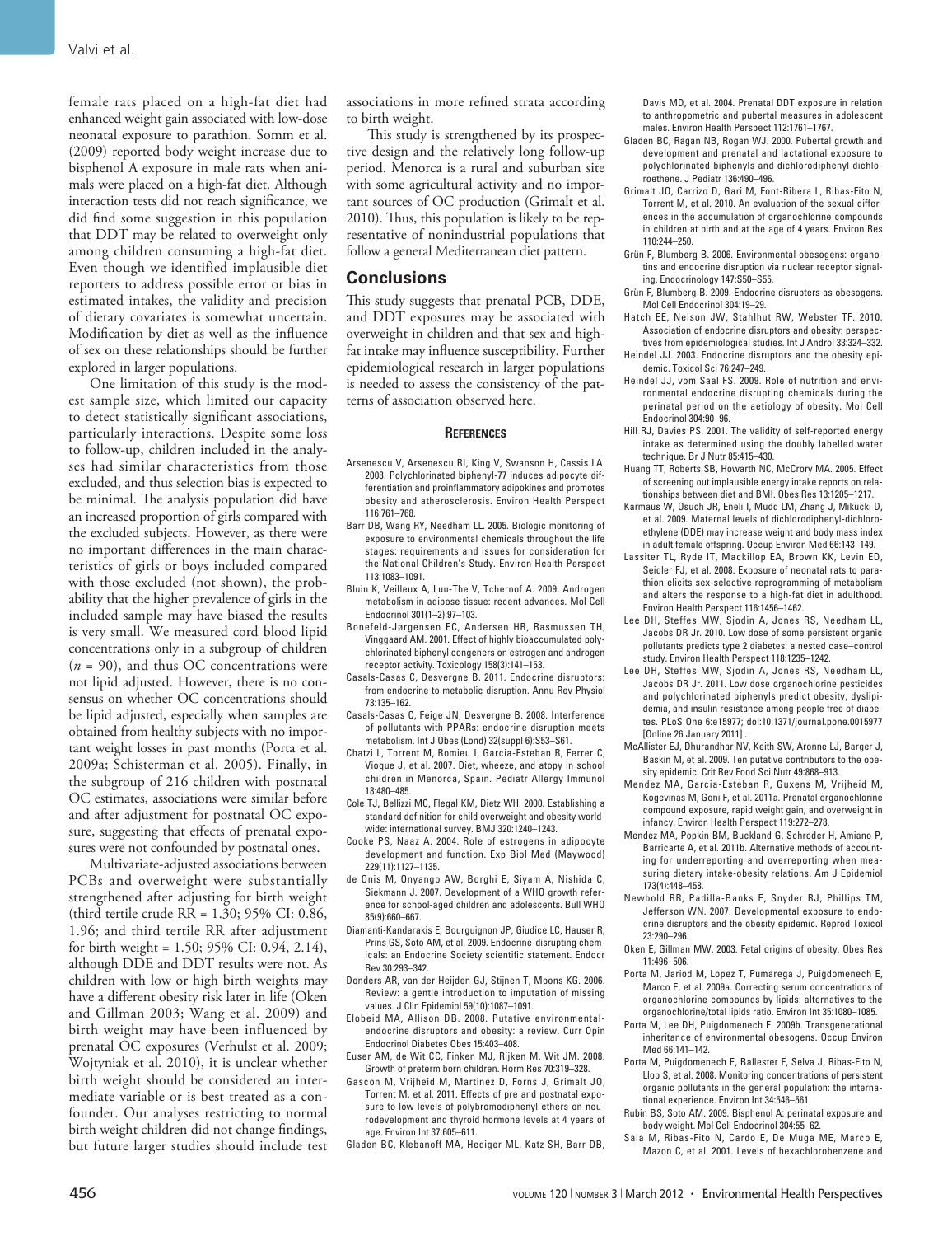female rats placed on a high-fat diet had enhanced weight gain associated with low-dose neonatal exposure to parathion. Somm et al. (2009) reported body weight increase due to bisphenol A exposure in male rats when animals were placed on a high-fat diet. Although interaction tests did not reach significance, we did find some suggestion in this population that DDT may be related to overweight only among children consuming a high-fat diet. Even though we identified implausible diet reporters to address possible error or bias in estimated intakes, the validity and precision of dietary covariates is somewhat uncertain. Modification by diet as well as the influence of sex on these relationships should be further explored in larger populations.

One limitation of this study is the modest sample size, which limited our capacity to detect statistically significant associations, particularly interactions. Despite some loss to follow-up, children included in the analyses had similar characteristics from those excluded, and thus selection bias is expected to be minimal. The analysis population did have an increased proportion of girls compared with the excluded subjects. However, as there were no important differences in the main characteristics of girls or boys included compared with those excluded (not shown), the probability that the higher prevalence of girls in the included sample may have biased the results is very small. We measured cord blood lipid concentrations only in a subgroup of children ($n = 90$), and thus OC concentrations were not lipid adjusted. However, there is no consensus on whether OC concentrations should be lipid adjusted, especially when samples are obtained from healthy subjects with no important weight losses in past months (Porta et al. 2009a; Schisterman et al. 2005). Finally, in the subgroup of 216 children with postnatal OC estimates, associations were similar before and after adjustment for postnatal OC exposure, suggesting that effects of prenatal exposures were not confounded by postnatal ones.

Multivariate-adjusted associations between PCBs and overweight were substantially strengthened after adjusting for birth weight (third tertile crude RR = 1.30; 95% CI: 0.86, 1.96; and third tertile RR after adjustment for birth weight = 1.50; 95% CI: 0.94, 2.14), although DDE and DDT results were not. As children with low or high birth weights may have a different obesity risk later in life (Oken and Gillman 2003; Wang et al. 2009) and birth weight may have been influenced by prenatal OC exposures (Verhulst et al. 2009; Wojtyniak et al. 2010), it is unclear whether birth weight should be considered an intermediate variable or is best treated as a confounder. Our analyses restricting to normal birth weight children did not change findings, but future larger studies should include test associations in more refined strata according to birth weight.

This study is strengthened by its prospective design and the relatively long follow-up period. Menorca is a rural and suburban site with some agricultural activity and no important sources of OC production (Grimalt et al. 2010). Thus, this population is likely to be representative of nonindustrial populations that follow a general Mediterranean diet pattern.

## Conclusions

This study suggests that prenatal PCB, DDE, and DDT exposures may be associated with overweight in children and that sex and high-fat intake may influence susceptibility. Further epidemiological research in larger populations is needed to assess the consistency of the patterns of association observed here.

### References

Arsenescu V, Arsenescu RI, King V, Swanson H, Cassis LA. 2008. Polychlorinated biphenyl-77 induces adipocyte differentiation and proinflammatory adipokines and promotes obesity and atherosclerosis. Environ Health Perspect 116:761–768.

Barr DB, Wang RY, Needham LL. 2005. Biologic monitoring of exposure to environmental chemicals throughout the life stages: requirements and issues for consideration for the National Children's Study. Environ Health Perspect 113:1083–1091.

Bluin K, Veilleux A, Luu-The V, Tchernof A. 2009. Androgen metabolism in adipose tissue: recent advances. Mol Cell Endocrinol 301(1–2):97–103.

Bonefeld-Jørgensen EC, Andersen HR, Rasmussen TH, Vinggaard AM. 2001. Effect of highly bioaccumulated polychlorinated biphenyl congeners on estrogen and androgen receptor activity. Toxicology 158(3):141–153.

Casals-Casas C, Desvergne B. 2011. Endocrine disruptors: from endocrine to metabolic disruption. Annu Rev Physiol 73:135–162.

Casals-Casas C, Feige JN, Desvergne B. 2008. Interference of pollutants with PPARs: endocrine disruption meets metabolism. Int J Obes (Lond) 32(suppl 6):S53–S61.

Chatzi L, Torrent M, Romieu I, Garcia-Esteban R, Ferrer C, Vioque J, et al. 2007. Diet, wheeze, and atopy in school children in Menorca, Spain. Pediatr Allergy Immunol 18:480–485.

Cole TJ, Bellizzi MC, Flegal KM, Dietz WH. 2000. Establishing a standard definition for child overweight and obesity worldwide: international survey. BMJ 320:1240–1243.

Cooke PS, Naaz A. 2004. Role of estrogens in adipocyte development and function. Exp Biol Med (Maywood) 229(11):1127–1135.

de Onis M, Onyango AW, Borghi E, Siyam A, Nishida C, Siekmann J. 2007. Development of a WHO growth reference for school-aged children and adolescents. Bull WHO 85(9):660–667.

Diamanti-Kandarakis E, Bourguignon JP, Giudice LC, Hauser R, Prins GS, Soto AM, et al. 2009. Endocrine-disrupting chemicals: an Endocrine Society scientific statement. Endocr Rev 30:293–342.

Donders AR, van der Heijden GJ, Stijnen T, Moons KG. 2006. Review: a gentle introduction to imputation of missing values. J Clin Epidemiol 59(10):1087–1091.

Elobeid MA, Allison DB. 2008. Putative environmental-endocrine disruptors and obesity: a review. Curr Opin Endocrinol Diabetes Obes 15:403–408.

Euser AM, de Wit CC, Finken MJ, Rijken M, Wit JM. 2008. Growth of preterm born children. Horm Res 70:319–328.

Gascon M, Vrijheid M, Martinez D, Forns J, Grimalt JO, Torrent M, et al. 2011. Effects of pre and postnatal exposure to low levels of polybromodiphenyl ethers on neurodevelopment and thyroid hormone levels at 4 years of age. Environ Int 37:605–611.

Gladen BC, Klebanoff MA, Hediger ML, Katz SH, Barr DB, Davis MD, et al. 2004. Prenatal DDT exposure in relation to anthropometric and pubertal measures in adolescent males. Environ Health Perspect 112:1761–1767.

Gladen BC, Ragan NB, Rogan WJ. 2000. Pubertal growth and development and prenatal and lactational exposure to polychlorinated biphenyls and dichlorodiphenyl dichloroethene. J Pediatr 136:490–496.

Grimalt JO, Carrizo D, Gari M, Font-Ribera L, Ribas-Fito N, Torrent M, et al. 2010. An evaluation of the sexual differences in the accumulation of organochlorine compounds in children at birth and at the age of 4 years. Environ Res 110:244–250.

Grün F, Blumberg B. 2006. Environmental obesogens: organotins and endocrine disruption via nuclear receptor signaling. Endocrinology 147:S50–S55.

Grün F, Blumberg B. 2009. Endocrine disrupters as obesogens. Mol Cell Endocrinol 304:19–29.

Hatch EE, Nelson JW, Stahlhut RW, Webster TF. 2010. Association of endocrine disruptors and obesity: perspectives from epidemiological studies. Int J Androl 33:324–332.

Heindel JJ. 2003. Endocrine disruptors and the obesity epidemic. Toxicol Sci 76:247–249.

Heindel JJ, vom Saal FS. 2009. Role of nutrition and environmental endocrine disrupting chemicals during the perinatal period on the aetiology of obesity. Mol Cell Endocrinol 304:90–96.

Hill RJ, Davies PS. 2001. The validity of self-reported energy intake as determined using the doubly labelled water technique. Br J Nutr 85:415–430.

Huang TT, Roberts SB, Howarth NC, McCrory MA. 2005. Effect of screening out implausible energy intake reports on relationships between diet and BMI. Obes Res 13:1205–1217.

Karmaus W, Osuch JR, Eneli I, Mudd LM, Zhang J, Mikucki D, et al. 2009. Maternal levels of dichlorodiphenyl-dichloroethylene (DDE) may increase weight and body mass index in adult female offspring. Occup Environ Med 66:143–149.

Lassiter TL, Ryde IT, Mackillop EA, Brown KK, Levin ED, Seidler FJ, et al. 2008. Exposure of neonatal rats to parathion elicits sex-selective reprogramming of metabolism and alters the response to a high-fat diet in adulthood. Environ Health Perspect 116:1456–1462.

Lee DH, Steffes MW, Sjodin A, Jones RS, Needham LL, Jacobs DR Jr. 2010. Low dose of some persistent organic pollutants predicts type 2 diabetes: a nested case–control study. Environ Health Perspect 118:1235–1242.

Lee DH, Steffes MW, Sjodin A, Jones RS, Needham LL, Jacobs DR Jr. 2011. Low dose organochlorine pesticides and polychlorinated biphenyls predict obesity, dyslipidemia, and insulin resistance among people free of diabetes. PLoS One 6:e15977; doi:10.1371/journal.pone.0015977 [Online 26 January 2011] .

McAllister EJ, Dhurandhar NV, Keith SW, Aronne LJ, Barger J, Baskin M, et al. 2009. Ten putative contributors to the obesity epidemic. Crit Rev Food Sci Nutr 49:868–913.

Mendez MA, Garcia-Esteban R, Guxens M, Vrijheid M, Kogevinas M, Goni F, et al. 2011a. Prenatal organochlorine compound exposure, rapid weight gain, and overweight in infancy. Environ Health Perspect 119:272–278.

Mendez MA, Popkin BM, Buckland G, Schroder H, Amiano P, Barricarte A, et al. 2011b. Alternative methods of accounting for underreporting and overreporting when measuring dietary intake-obesity relations. Am J Epidemiol 173(4):448–458.

Newbold RR, Padilla-Banks E, Snyder RJ, Phillips TM, Jefferson WN. 2007. Developmental exposure to endocrine disruptors and the obesity epidemic. Reprod Toxicol 23:290–296.

Oken E, Gillman MW. 2003. Fetal origins of obesity. Obes Res 11:496–506.

Porta M, Jariod M, Lopez T, Pumarega J, Puigdomenech E, Marco E, et al. 2009a. Correcting serum concentrations of organochlorine compounds by lipids: alternatives to the organochlorine/total lipids ratio. Environ Int 35:1080–1085.

Porta M, Lee DH, Puigdomenech E. 2009b. Transgenerational inheritance of environmental obesogens. Occup Environ Med 66:141–142.

Porta M, Puigdomenech E, Ballester F, Selva J, Ribas-Fito N, Llop S, et al. 2008. Monitoring concentrations of persistent organic pollutants in the general population: the international experience. Environ Int 34:546–561.

Rubin BS, Soto AM. 2009. Bisphenol A: perinatal exposure and body weight. Mol Cell Endocrinol 304:55–62.

Sala M, Ribas-Fito N, Cardo E, De Muga ME, Marco E, Mazon C, et al. 2001. Levels of hexachlorobenzene and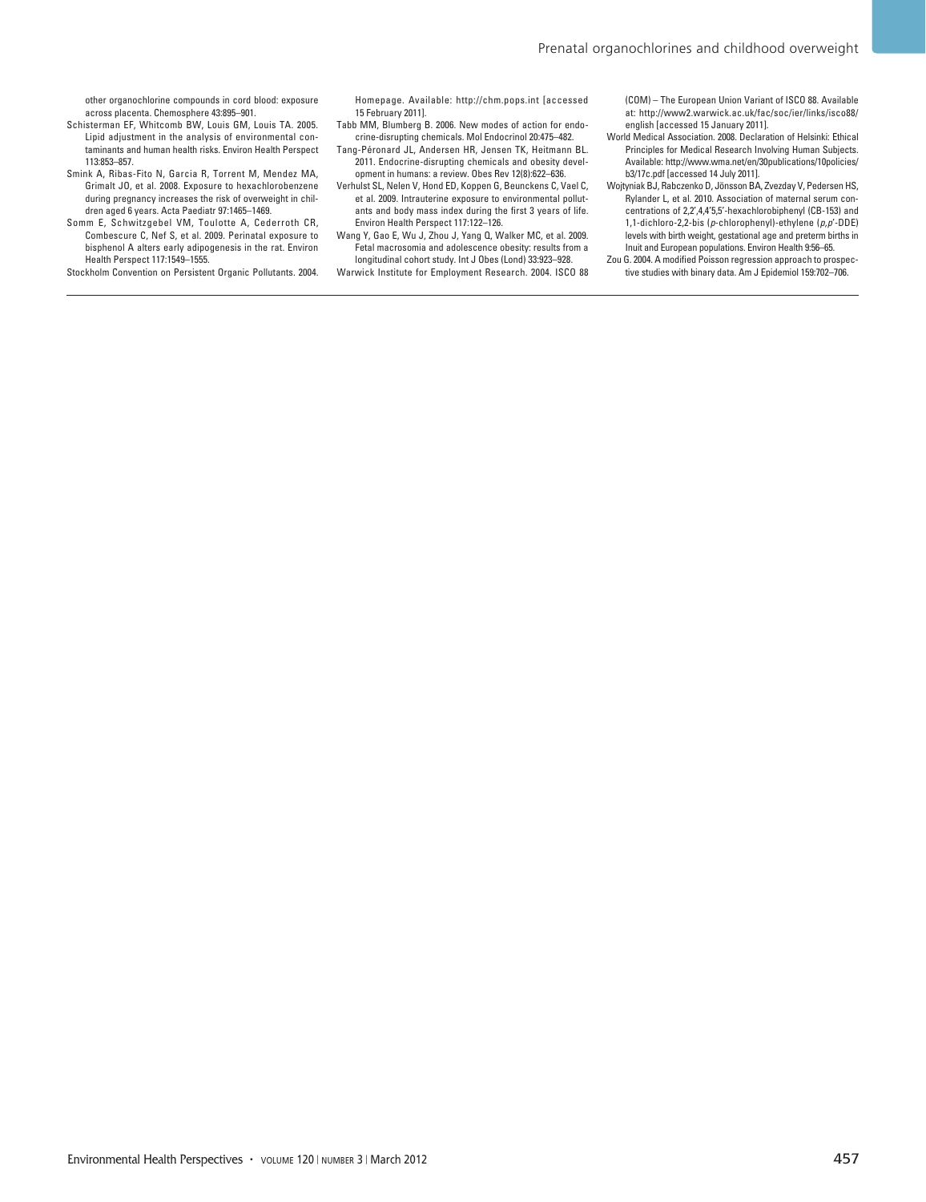other organochlorine compounds in cord blood: exposure across placenta. Chemosphere 43:895–901.

Schisterman EF, Whitcomb BW, Louis GM, Louis TA. 2005. Lipid adjustment in the analysis of environmental contaminants and human health risks. Environ Health Perspect 113:853–857.

Smink A, Ribas-Fito N, Garcia R, Torrent M, Mendez MA, Grimalt JO, et al. 2008. Exposure to hexachlorobenzene during pregnancy increases the risk of overweight in children aged 6 years. Acta Paediatr 97:1465–1469.

Somm E, Schwitzgebel VM, Toulotte A, Cederroth CR, Combescure C, Nef S, et al. 2009. Perinatal exposure to bisphenol A alters early adipogenesis in the rat. Environ Health Perspect 117:1549–1555.

Stockholm Convention on Persistent Organic Pollutants. 2004. Homepage. Available: http://chm.pops.int [accessed 15 February 2011].

Tabb MM, Blumberg B. 2006. New modes of action for endocrine-disrupting chemicals. Mol Endocrinol 20:475–482.

Tang-Péronard JL, Andersen HR, Jensen TK, Heitmann BL. 2011. Endocrine-disrupting chemicals and obesity development in humans: a review. Obes Rev 12(8):622–636.

Verhulst SL, Nelen V, Hond ED, Koppen G, Beunckens C, Vael C, et al. 2009. Intrauterine exposure to environmental pollutants and body mass index during the first 3 years of life. Environ Health Perspect 117:122–126.

Wang Y, Gao E, Wu J, Zhou J, Yang Q, Walker MC, et al. 2009. Fetal macrosomia and adolescence obesity: results from a longitudinal cohort study. Int J Obes (Lond) 33:923–928.

Warwick Institute for Employment Research. 2004. ISCO 88 (COM) – The European Union Variant of ISCO 88. Available at: http://www2.warwick.ac.uk/fac/soc/ier/links/isco88/english [accessed 15 January 2011].

World Medical Association. 2008. Declaration of Helsinki: Ethical Principles for Medical Research Involving Human Subjects. Available: http://www.wma.net/en/30publications/10policies/b3/17c.pdf [accessed 14 July 2011].

Wojtyniak BJ, Rabczenko D, Jönsson BA, Zvezday V, Pedersen HS, Rylander L, et al. 2010. Association of maternal serum concentrations of 2,2′,4,4′5,5′-hexachlorobiphenyl (CB-153) and 1,1-dichloro-2,2-bis (*p*-chlorophenyl)-ethylene (*p,p*′-DDE) levels with birth weight, gestational age and preterm births in Inuit and European populations. Environ Health 9:56–65.

Zou G. 2004. A modified Poisson regression approach to prospective studies with binary data. Am J Epidemiol 159:702–706.